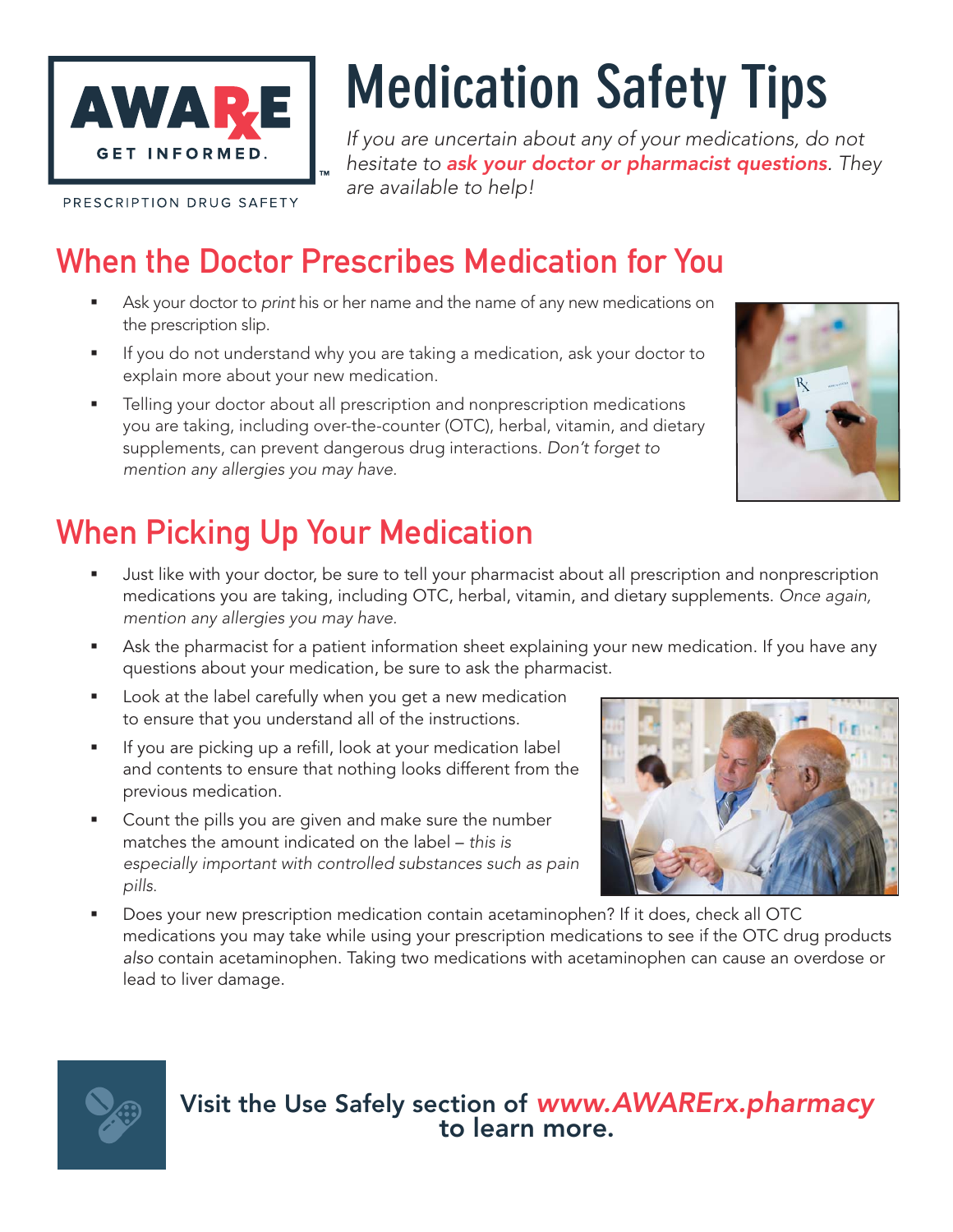AWARE GET INFORMED.

PRESCRIPTION DRUG SAFETY

# Medication Safety Tips

*If you are uncertain about any of your medications, do not hesitate to **ask your doctor or pharmacist questions**. They are available to help!*

## When the Doctor Prescribes Medication for You

- Ask your doctor to *print* his or her name and the name of any new medications on the prescription slip.
- If you do not understand why you are taking a medication, ask your doctor to explain more about your new medication.
- Telling your doctor about all prescription and nonprescription medications you are taking, including over-the-counter (OTC), herbal, vitamin, and dietary supplements, can prevent dangerous drug interactions. *Don't forget to mention any allergies you may have.*

## When Picking Up Your Medication

- Just like with your doctor, be sure to tell your pharmacist about all prescription and nonprescription medications you are taking, including OTC, herbal, vitamin, and dietary supplements. *Once again, mention any allergies you may have.*
- Ask the pharmacist for a patient information sheet explaining your new medication. If you have any questions about your medication, be sure to ask the pharmacist.
- Look at the label carefully when you get a new medication to ensure that you understand all of the instructions.
- If you are picking up a refill, look at your medication label and contents to ensure that nothing looks different from the previous medication.
- Count the pills you are given and make sure the number matches the amount indicated on the label – *this is especially important with controlled substances such as pain pills.*
- Does your new prescription medication contain acetaminophen? If it does, check all OTC medications you may take while using your prescription medications to see if the OTC drug products *also* contain acetaminophen. Taking two medications with acetaminophen can cause an overdose or lead to liver damage.

**Visit the Use Safely section of *www.AWARErx.pharmacy* to learn more.**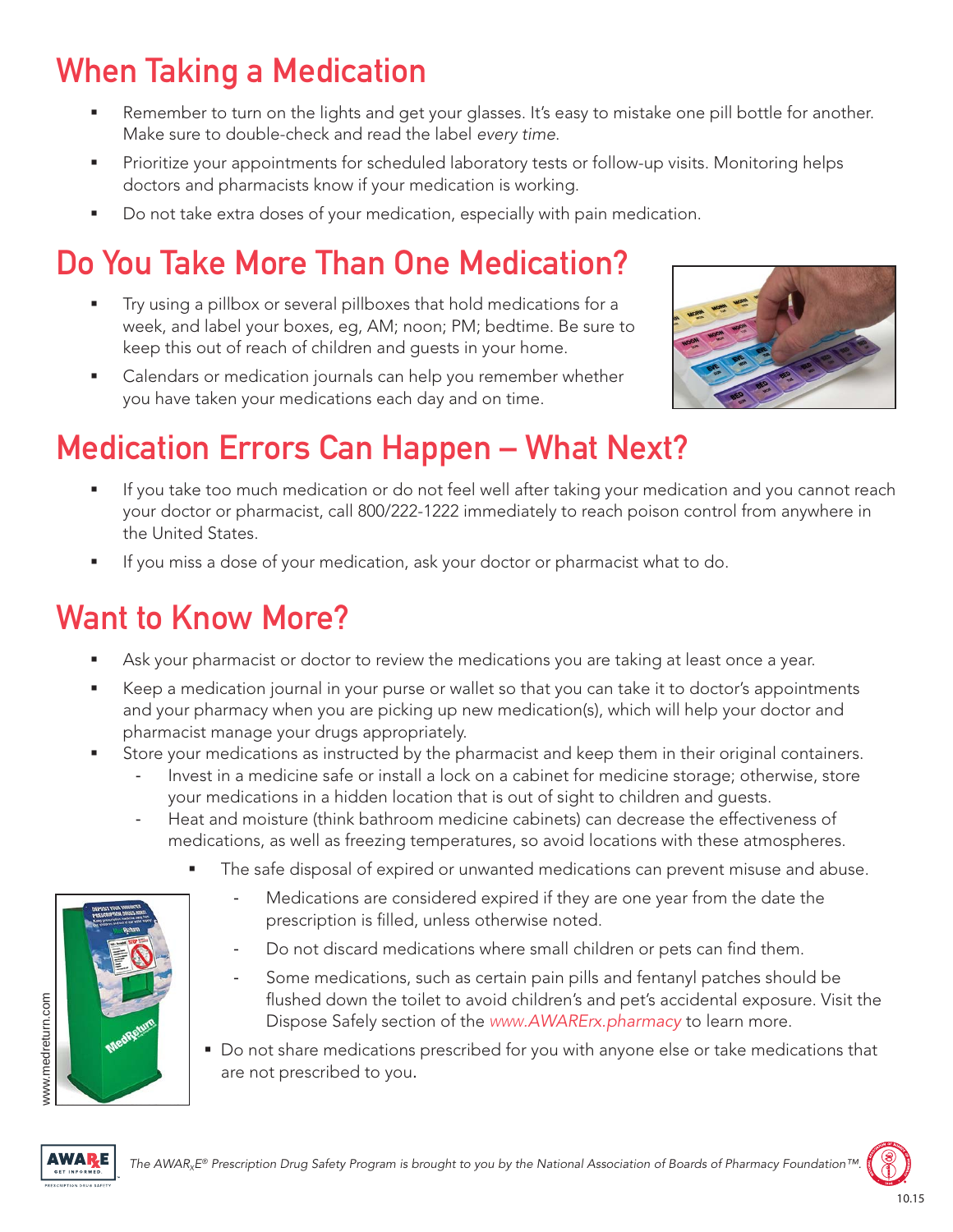## When Taking a Medication

- Remember to turn on the lights and get your glasses. It's easy to mistake one pill bottle for another. Make sure to double-check and read the label *every time*.
- Prioritize your appointments for scheduled laboratory tests or follow-up visits. Monitoring helps doctors and pharmacists know if your medication is working.
- Do not take extra doses of your medication, especially with pain medication.

## Do You Take More Than One Medication?

- Try using a pillbox or several pillboxes that hold medications for a week, and label your boxes, eg, AM; noon; PM; bedtime. Be sure to keep this out of reach of children and guests in your home.
- Calendars or medication journals can help you remember whether you have taken your medications each day and on time.

## Medication Errors Can Happen – What Next?

- If you take too much medication or do not feel well after taking your medication and you cannot reach your doctor or pharmacist, call 800/222-1222 immediately to reach poison control from anywhere in the United States.
- If you miss a dose of your medication, ask your doctor or pharmacist what to do.

## Want to Know More?

- Ask your pharmacist or doctor to review the medications you are taking at least once a year.
- Keep a medication journal in your purse or wallet so that you can take it to doctor's appointments and your pharmacy when you are picking up new medication(s), which will help your doctor and pharmacist manage your drugs appropriately.
- Store your medications as instructed by the pharmacist and keep them in their original containers.
  - Invest in a medicine safe or install a lock on a cabinet for medicine storage; otherwise, store your medications in a hidden location that is out of sight to children and guests.
  - Heat and moisture (think bathroom medicine cabinets) can decrease the effectiveness of medications, as well as freezing temperatures, so avoid locations with these atmospheres.
- The safe disposal of expired or unwanted medications can prevent misuse and abuse.
  - Medications are considered expired if they are one year from the date the prescription is filled, unless otherwise noted.
  - Do not discard medications where small children or pets can find them.
  - Some medications, such as certain pain pills and fentanyl patches should be flushed down the toilet to avoid children's and pet's accidental exposure. Visit the Dispose Safely section of the *www.AWARErx.pharmacy* to learn more.
- Do not share medications prescribed for you with anyone else or take medications that are not prescribed to you.

www.medreturn.com

*The AWAR$_X$E® Prescription Drug Safety Program is brought to you by the National Association of Boards of Pharmacy Foundation™.*

10.15